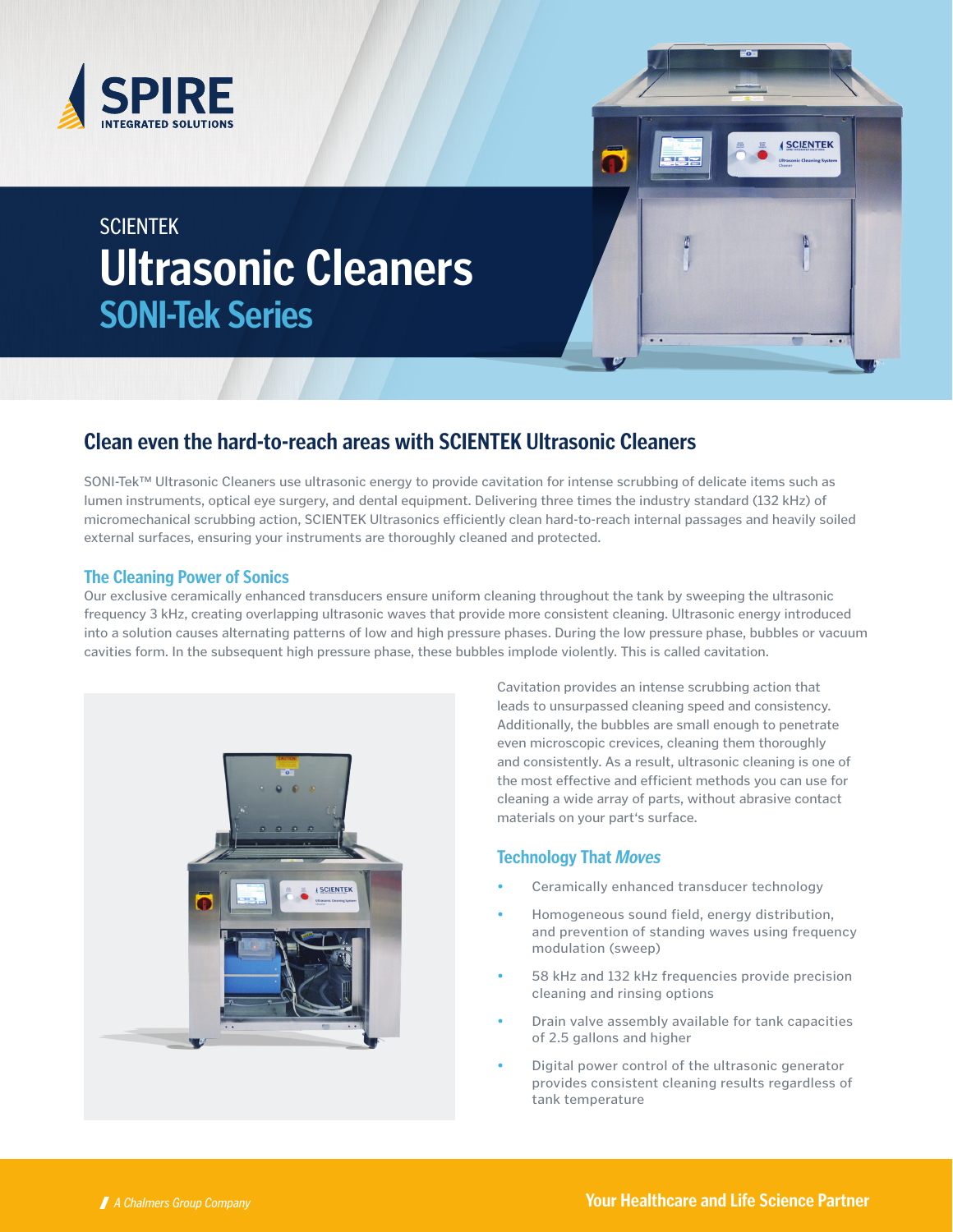SPIRE
INTEGRATED SOLUTIONS

SCIENTEK

# Ultrasonic Cleaners

## SONI-Tek Series

## Clean even the hard-to-reach areas with SCIENTEK Ultrasonic Cleaners

SONI-Tek™ Ultrasonic Cleaners use ultrasonic energy to provide cavitation for intense scrubbing of delicate items such as lumen instruments, optical eye surgery, and dental equipment. Delivering three times the industry standard (132 kHz) of micromechanical scrubbing action, SCIENTEK Ultrasonics efficiently clean hard-to-reach internal passages and heavily soiled external surfaces, ensuring your instruments are thoroughly cleaned and protected.

### The Cleaning Power of Sonics

Our exclusive ceramically enhanced transducers ensure uniform cleaning throughout the tank by sweeping the ultrasonic frequency 3 kHz, creating overlapping ultrasonic waves that provide more consistent cleaning. Ultrasonic energy introduced into a solution causes alternating patterns of low and high pressure phases. During the low pressure phase, bubbles or vacuum cavities form. In the subsequent high pressure phase, these bubbles implode violently. This is called cavitation.

Cavitation provides an intense scrubbing action that leads to unsurpassed cleaning speed and consistency. Additionally, the bubbles are small enough to penetrate even microscopic crevices, cleaning them thoroughly and consistently. As a result, ultrasonic cleaning is one of the most effective and efficient methods you can use for cleaning a wide array of parts, without abrasive contact materials on your part's surface.

### Technology That *Moves*

- Ceramically enhanced transducer technology
- Homogeneous sound field, energy distribution, and prevention of standing waves using frequency modulation (sweep)
- 58 kHz and 132 kHz frequencies provide precision cleaning and rinsing options
- Drain valve assembly available for tank capacities of 2.5 gallons and higher
- Digital power control of the ultrasonic generator provides consistent cleaning results regardless of tank temperature

*A Chalmers Group Company*

**Your Healthcare and Life Science Partner**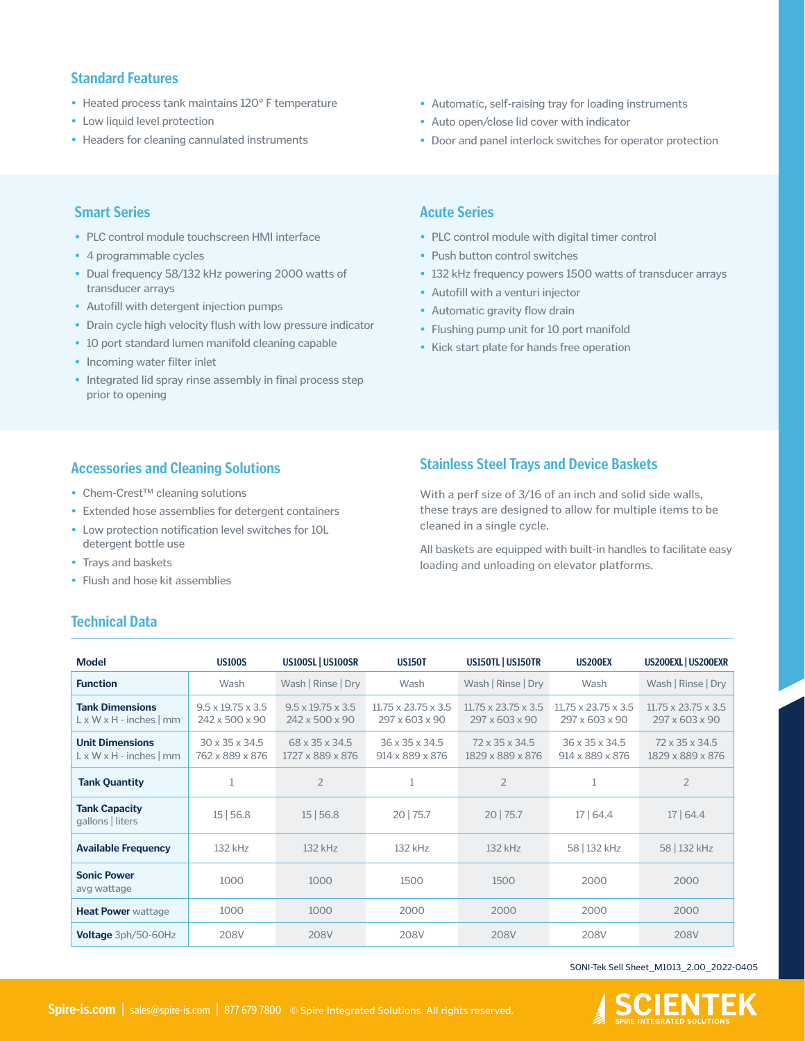## Standard Features

- Heated process tank maintains 120° F temperature
- Low liquid level protection
- Headers for cleaning cannulated instruments
- Automatic, self-raising tray for loading instruments
- Auto open/close lid cover with indicator
- Door and panel interlock switches for operator protection

## Smart Series

- PLC control module touchscreen HMI interface
- 4 programmable cycles
- Dual frequency 58/132 kHz powering 2000 watts of transducer arrays
- Autofill with detergent injection pumps
- Drain cycle high velocity flush with low pressure indicator
- 10 port standard lumen manifold cleaning capable
- Incoming water filter inlet
- Integrated lid spray rinse assembly in final process step prior to opening

## Acute Series

- PLC control module with digital timer control
- Push button control switches
- 132 kHz frequency powers 1500 watts of transducer arrays
- Autofill with a venturi injector
- Automatic gravity flow drain
- Flushing pump unit for 10 port manifold
- Kick start plate for hands free operation

## Accessories and Cleaning Solutions

- Chem-Crest™ cleaning solutions
- Extended hose assemblies for detergent containers
- Low protection notification level switches for 10L detergent bottle use
- Trays and baskets
- Flush and hose kit assemblies

## Stainless Steel Trays and Device Baskets

With a perf size of 3/16 of an inch and solid side walls, these trays are designed to allow for multiple items to be cleaned in a single cycle.

All baskets are equipped with built-in handles to facilitate easy loading and unloading on elevator platforms.

## Technical Data

| Model | US100S | US100SL \| US100SR | US150T | US150TL \| US150TR | US200EX | US200EXL \| US200EXR |
|---|---|---|---|---|---|---|
| **Function** | Wash | Wash \| Rinse \| Dry | Wash | Wash \| Rinse \| Dry | Wash | Wash \| Rinse \| Dry |
| **Tank Dimensions** L x W x H - inches \| mm | 9.5 x 19.75 x 3.5<br>242 x 500 x 90 | 9.5 x 19.75 x 3.5<br>242 x 500 x 90 | 11.75 x 23.75 x 3.5<br>297 x 603 x 90 | 11.75 x 23.75 x 3.5<br>297 x 603 x 90 | 11.75 x 23.75 x 3.5<br>297 x 603 x 90 | 11.75 x 23.75 x 3.5<br>297 x 603 x 90 |
| **Unit Dimensions** L x W x H - inches \| mm | 30 x 35 x 34.5<br>762 x 889 x 876 | 68 x 35 x 34.5<br>1727 x 889 x 876 | 36 x 35 x 34.5<br>914 x 889 x 876 | 72 x 35 x 34.5<br>1829 x 889 x 876 | 36 x 35 x 34.5<br>914 x 889 x 876 | 72 x 35 x 34.5<br>1829 x 889 x 876 |
| **Tank Quantity** | 1 | 2 | 1 | 2 | 1 | 2 |
| **Tank Capacity** gallons \| liters | 15 \| 56.8 | 15 \| 56.8 | 20 \| 75.7 | 20 \| 75.7 | 17 \| 64.4 | 17 \| 64.4 |
| **Available Frequency** | 132 kHz | 132 kHz | 132 kHz | 132 kHz | 58 \| 132 kHz | 58 \| 132 kHz |
| **Sonic Power** avg wattage | 1000 | 1000 | 1500 | 1500 | 2000 | 2000 |
| **Heat Power** wattage | 1000 | 1000 | 2000 | 2000 | 2000 | 2000 |
| **Voltage** 3ph/50-60Hz | 208V | 208V | 208V | 208V | 208V | 208V |

SONI-Tek Sell Sheet_M1013_2.00_2022-0405

Spire-is.com | sales@spire-is.com | 877 679 7800 © Spire Integrated Solutions. All rights reserved.

SCIENTEK SPIRE INTEGRATED SOLUTIONS